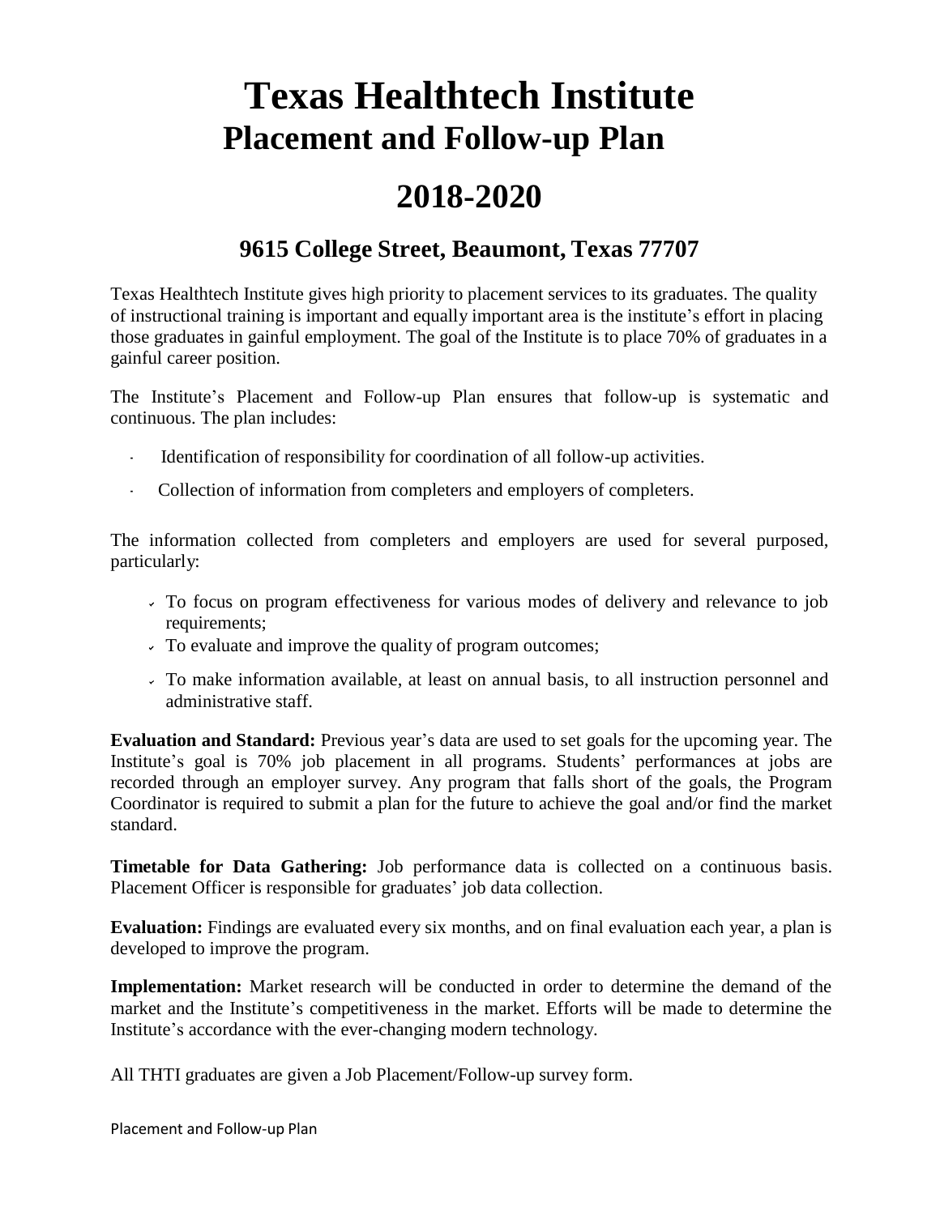# Texas Healthtech Institute
## Placement and Follow-up Plan

## 2018-2020

### 9615 College Street, Beaumont, Texas 77707

Texas Healthtech Institute gives high priority to placement services to its graduates. The quality of instructional training is important and equally important area is the institute's effort in placing those graduates in gainful employment. The goal of the Institute is to place 70% of graduates in a gainful career position.

The Institute's Placement and Follow-up Plan ensures that follow-up is systematic and continuous. The plan includes:

- Identification of responsibility for coordination of all follow-up activities.
- Collection of information from completers and employers of completers.

The information collected from completers and employers are used for several purposed, particularly:

- To focus on program effectiveness for various modes of delivery and relevance to job requirements;
- To evaluate and improve the quality of program outcomes;
- To make information available, at least on annual basis, to all instruction personnel and administrative staff.

**Evaluation and Standard:** Previous year's data are used to set goals for the upcoming year. The Institute's goal is 70% job placement in all programs. Students' performances at jobs are recorded through an employer survey. Any program that falls short of the goals, the Program Coordinator is required to submit a plan for the future to achieve the goal and/or find the market standard.

**Timetable for Data Gathering:** Job performance data is collected on a continuous basis. Placement Officer is responsible for graduates' job data collection.

**Evaluation:** Findings are evaluated every six months, and on final evaluation each year, a plan is developed to improve the program.

**Implementation:** Market research will be conducted in order to determine the demand of the market and the Institute's competitiveness in the market. Efforts will be made to determine the Institute's accordance with the ever-changing modern technology.

All THTI graduates are given a Job Placement/Follow-up survey form.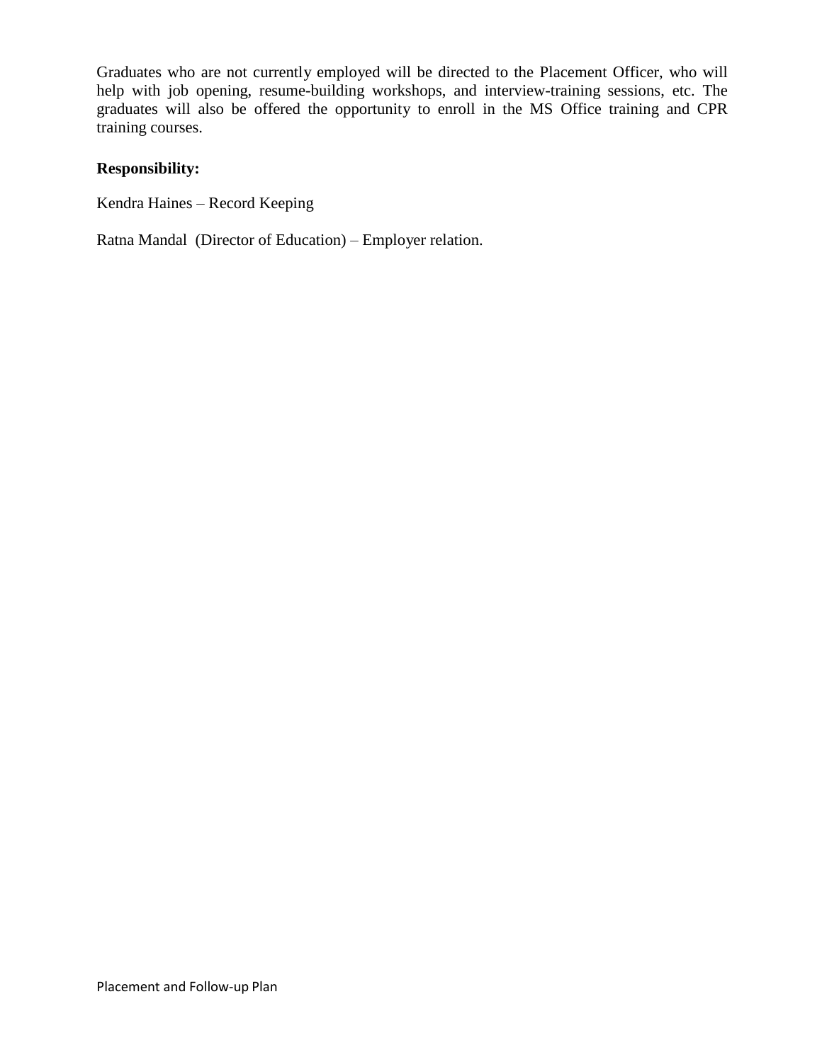Graduates who are not currently employed will be directed to the Placement Officer, who will help with job opening, resume-building workshops, and interview-training sessions, etc. The graduates will also be offered the opportunity to enroll in the MS Office training and CPR training courses.

**Responsibility:**

Kendra Haines – Record Keeping

Ratna Mandal (Director of Education) – Employer relation.